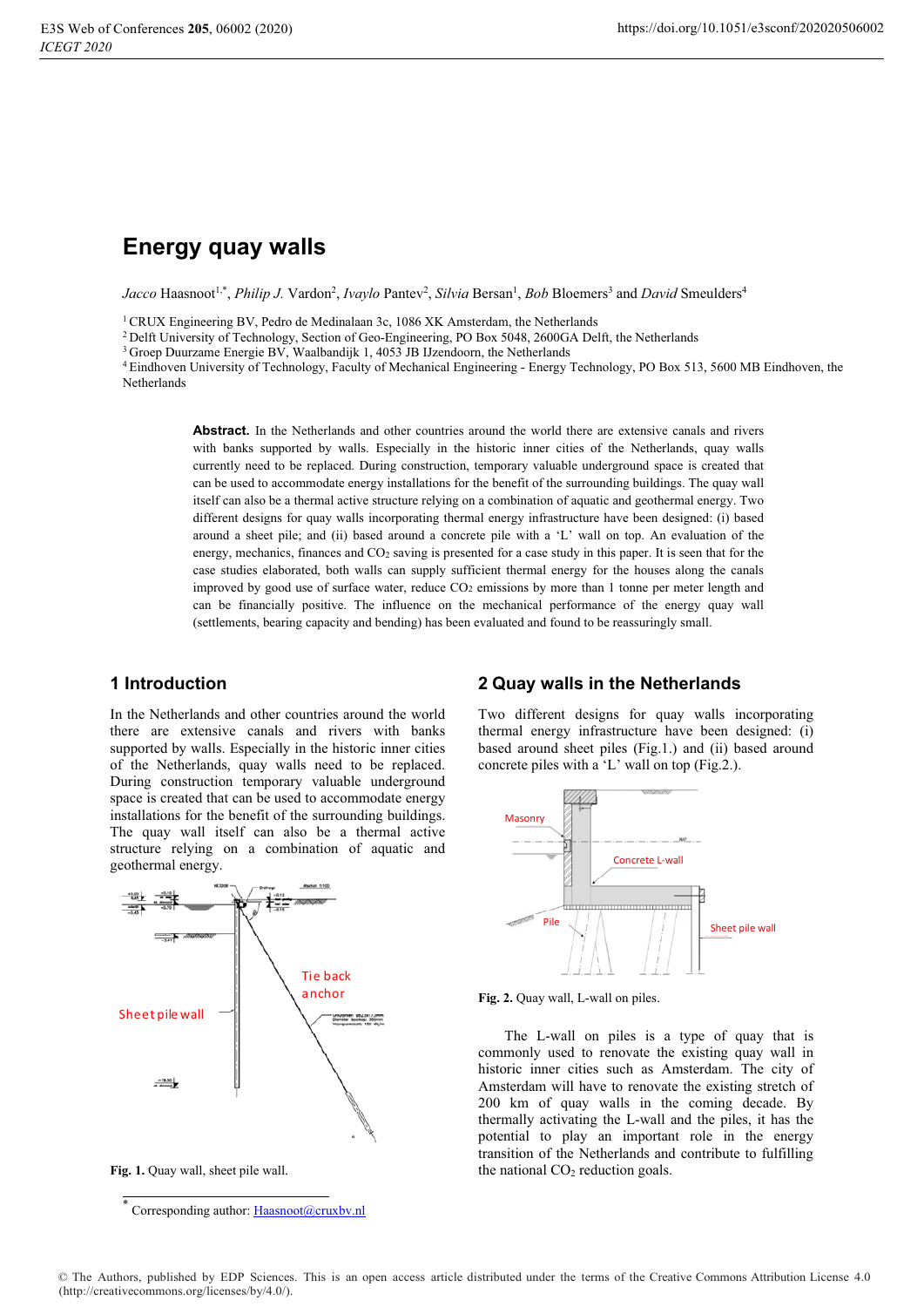# Energy quay walls

*Jacco* Haasnoot[1,*], *Philip J.* Vardon[2], *Ivaylo* Pantev[2], *Silvia* Bersan[1], *Bob* Bloemers[3] and *David* Smeulders[4]

[1] CRUX Engineering BV, Pedro de Medinalaan 3c, 1086 XK Amsterdam, the Netherlands
[2] Delft University of Technology, Section of Geo-Engineering, PO Box 5048, 2600GA Delft, the Netherlands
[3] Groep Duurzame Energie BV, Waalbandijk 1, 4053 JB IJzendoorn, the Netherlands
[4] Eindhoven University of Technology, Faculty of Mechanical Engineering - Energy Technology, PO Box 513, 5600 MB Eindhoven, the Netherlands

**Abstract.** In the Netherlands and other countries around the world there are extensive canals and rivers with banks supported by walls. Especially in the historic inner cities of the Netherlands, quay walls currently need to be replaced. During construction, temporary valuable underground space is created that can be used to accommodate energy installations for the benefit of the surrounding buildings. The quay wall itself can also be a thermal active structure relying on a combination of aquatic and geothermal energy. Two different designs for quay walls incorporating thermal energy infrastructure have been designed: (i) based around a sheet pile; and (ii) based around a concrete pile with a 'L' wall on top. An evaluation of the energy, mechanics, finances and $CO_2$ saving is presented for a case study in this paper. It is seen that for the case studies elaborated, both walls can supply sufficient thermal energy for the houses along the canals improved by good use of surface water, reduce $CO_2$ emissions by more than 1 tonne per meter length and can be financially positive. The influence on the mechanical performance of the energy quay wall (settlements, bearing capacity and bending) has been evaluated and found to be reassuringly small.

## 1 Introduction

In the Netherlands and other countries around the world there are extensive canals and rivers with banks supported by walls. Especially in the historic inner cities of the Netherlands, quay walls need to be replaced. During construction temporary valuable underground space is created that can be used to accommodate energy installations for the benefit of the surrounding buildings. The quay wall itself can also be a thermal active structure relying on a combination of aquatic and geothermal energy.

**Fig. 1.** Quay wall, sheet pile wall.

## 2 Quay walls in the Netherlands

Two different designs for quay walls incorporating thermal energy infrastructure have been designed: (i) based around sheet piles (Fig.1.) and (ii) based around concrete piles with a 'L' wall on top (Fig.2.).

**Fig. 2.** Quay wall, L-wall on piles.

The L-wall on piles is a type of quay that is commonly used to renovate the existing quay wall in historic inner cities such as Amsterdam. The city of Amsterdam will have to renovate the existing stretch of 200 km of quay walls in the coming decade. By thermally activating the L-wall and the piles, it has the potential to play an important role in the energy transition of the Netherlands and contribute to fulfilling the national $CO_2$ reduction goals.

[*] Corresponding author: Haasnoot@cruxbv.nl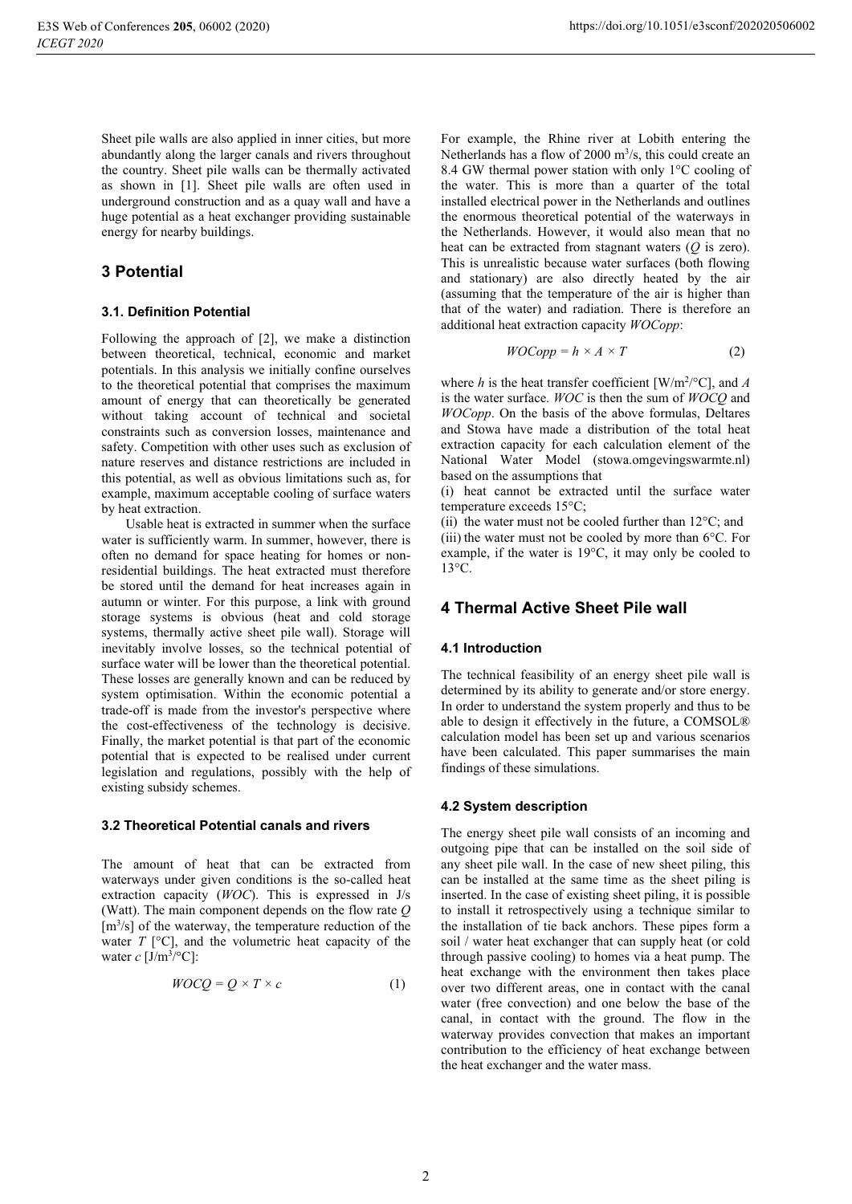Sheet pile walls are also applied in inner cities, but more abundantly along the larger canals and rivers throughout the country. Sheet pile walls can be thermally activated as shown in [1]. Sheet pile walls are often used in underground construction and as a quay wall and have a huge potential as a heat exchanger providing sustainable energy for nearby buildings.

# 3 Potential

### 3.1. Definition Potential

Following the approach of [2], we make a distinction between theoretical, technical, economic and market potentials. In this analysis we initially confine ourselves to the theoretical potential that comprises the maximum amount of energy that can theoretically be generated without taking account of technical and societal constraints such as conversion losses, maintenance and safety. Competition with other uses such as exclusion of nature reserves and distance restrictions are included in this potential, as well as obvious limitations such as, for example, maximum acceptable cooling of surface waters by heat extraction.

Usable heat is extracted in summer when the surface water is sufficiently warm. In summer, however, there is often no demand for space heating for homes or non-residential buildings. The heat extracted must therefore be stored until the demand for heat increases again in autumn or winter. For this purpose, a link with ground storage systems is obvious (heat and cold storage systems, thermally active sheet pile wall). Storage will inevitably involve losses, so the technical potential of surface water will be lower than the theoretical potential. These losses are generally known and can be reduced by system optimisation. Within the economic potential a trade-off is made from the investor's perspective where the cost-effectiveness of the technology is decisive. Finally, the market potential is that part of the economic potential that is expected to be realised under current legislation and regulations, possibly with the help of existing subsidy schemes.

### 3.2 Theoretical Potential canals and rivers

The amount of heat that can be extracted from waterways under given conditions is the so-called heat extraction capacity (*WOC*). This is expressed in J/s (Watt). The main component depends on the flow rate $Q$ [$m^3/s$] of the waterway, the temperature reduction of the water $T$ [°C], and the volumetric heat capacity of the water $c$ [$J/m^3/°C$]:

$$WOCQ = Q \times T \times c \tag{1}$$

For example, the Rhine river at Lobith entering the Netherlands has a flow of 2000 $m^3/s$, this could create an 8.4 GW thermal power station with only 1°C cooling of the water. This is more than a quarter of the total installed electrical power in the Netherlands and outlines the enormous theoretical potential of the waterways in the Netherlands. However, it would also mean that no heat can be extracted from stagnant waters ($Q$ is zero). This is unrealistic because water surfaces (both flowing and stationary) are also directly heated by the air (assuming that the temperature of the air is higher than that of the water) and radiation. There is therefore an additional heat extraction capacity *WOCopp*:

$$WOCopp = h \times A \times T \tag{2}$$

where $h$ is the heat transfer coefficient [$W/m^2/°C$], and $A$ is the water surface. *WOC* is then the sum of *WOCQ* and *WOCopp*. On the basis of the above formulas, Deltares and Stowa have made a distribution of the total heat extraction capacity for each calculation element of the National Water Model (stowa.omgevingswarmte.nl) based on the assumptions that

(i) heat cannot be extracted until the surface water temperature exceeds 15°C;

(ii) the water must not be cooled further than 12°C; and

(iii) the water must not be cooled by more than 6°C. For example, if the water is 19°C, it may only be cooled to 13°C.

# 4 Thermal Active Sheet Pile wall

### 4.1 Introduction

The technical feasibility of an energy sheet pile wall is determined by its ability to generate and/or store energy. In order to understand the system properly and thus to be able to design it effectively in the future, a COMSOL® calculation model has been set up and various scenarios have been calculated. This paper summarises the main findings of these simulations.

### 4.2 System description

The energy sheet pile wall consists of an incoming and outgoing pipe that can be installed on the soil side of any sheet pile wall. In the case of new sheet piling, this can be installed at the same time as the sheet piling is inserted. In the case of existing sheet piling, it is possible to install it retrospectively using a technique similar to the installation of tie back anchors. These pipes form a soil / water heat exchanger that can supply heat (or cold through passive cooling) to homes via a heat pump. The heat exchange with the environment then takes place over two different areas, one in contact with the canal water (free convection) and one below the base of the canal, in contact with the ground. The flow in the waterway provides convection that makes an important contribution to the efficiency of heat exchange between the heat exchanger and the water mass.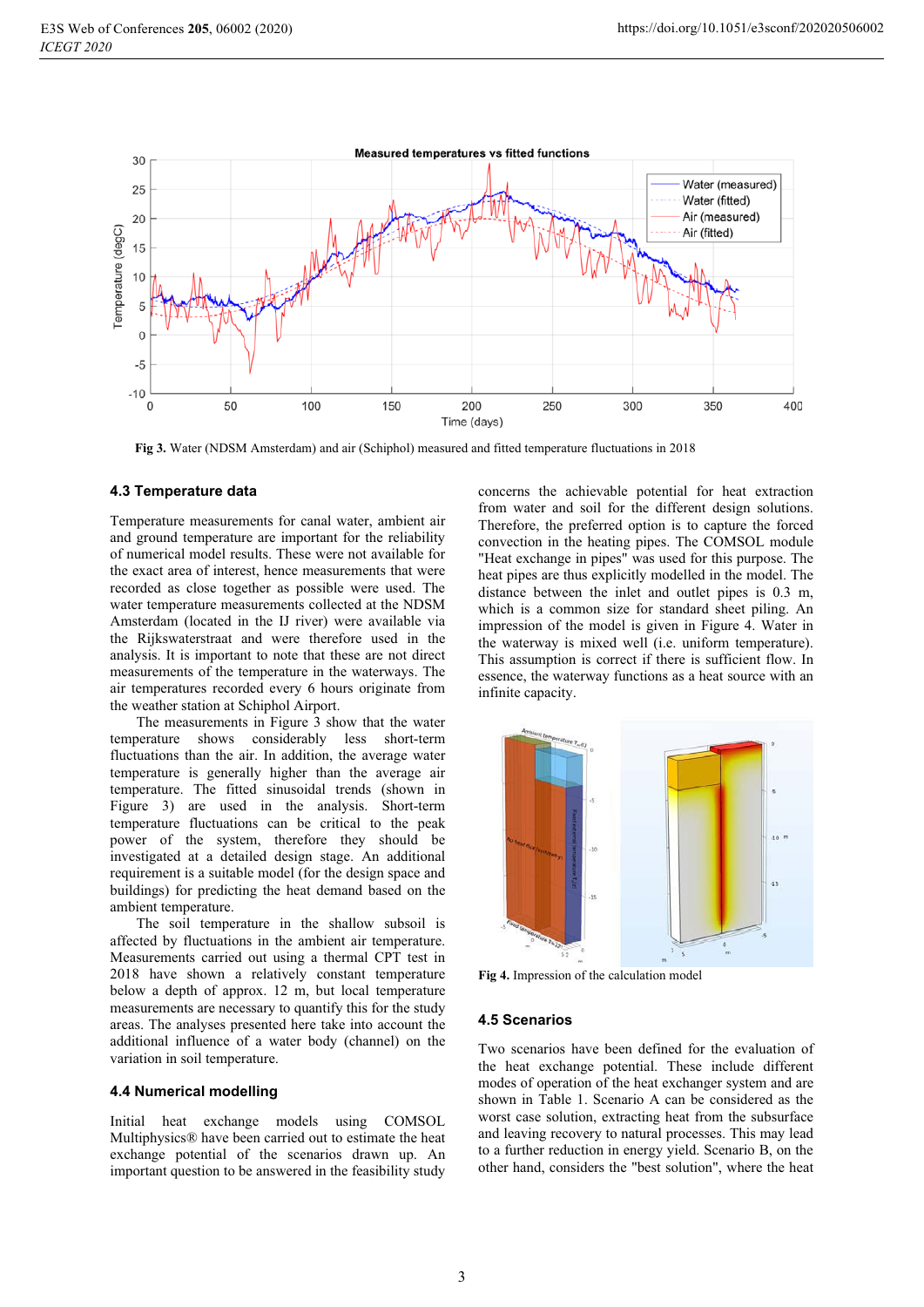Fig 3. Water (NDSM Amsterdam) and air (Schiphol) measured and fitted temperature fluctuations in 2018

### 4.3 Temperature data

Temperature measurements for canal water, ambient air and ground temperature are important for the reliability of numerical model results. These were not available for the exact area of interest, hence measurements that were recorded as close together as possible were used. The water temperature measurements collected at the NDSM Amsterdam (located in the IJ river) were available via the Rijkswaterstraat and were therefore used in the analysis. It is important to note that these are not direct measurements of the temperature in the waterways. The air temperatures recorded every 6 hours originate from the weather station at Schiphol Airport.

The measurements in Figure 3 show that the water temperature shows considerably less short-term fluctuations than the air. In addition, the average water temperature is generally higher than the average air temperature. The fitted sinusoidal trends (shown in Figure 3) are used in the analysis. Short-term temperature fluctuations can be critical to the peak power of the system, therefore they should be investigated at a detailed design stage. An additional requirement is a suitable model (for the design space and buildings) for predicting the heat demand based on the ambient temperature.

The soil temperature in the shallow subsoil is affected by fluctuations in the ambient air temperature. Measurements carried out using a thermal CPT test in 2018 have shown a relatively constant temperature below a depth of approx. 12 m, but local temperature measurements are necessary to quantify this for the study areas. The analyses presented here take into account the additional influence of a water body (channel) on the variation in soil temperature.

### 4.4 Numerical modelling

Initial heat exchange models using COMSOL Multiphysics® have been carried out to estimate the heat exchange potential of the scenarios drawn up. An important question to be answered in the feasibility study concerns the achievable potential for heat extraction from water and soil for the different design solutions. Therefore, the preferred option is to capture the forced convection in the heating pipes. The COMSOL module "Heat exchange in pipes" was used for this purpose. The heat pipes are thus explicitly modelled in the model. The distance between the inlet and outlet pipes is 0.3 m, which is a common size for standard sheet piling. An impression of the model is given in Figure 4. Water in the waterway is mixed well (i.e. uniform temperature). This assumption is correct if there is sufficient flow. In essence, the waterway functions as a heat source with an infinite capacity.

Fig 4. Impression of the calculation model

### 4.5 Scenarios

Two scenarios have been defined for the evaluation of the heat exchange potential. These include different modes of operation of the heat exchanger system and are shown in Table 1. Scenario A can be considered as the worst case solution, extracting heat from the subsurface and leaving recovery to natural processes. This may lead to a further reduction in energy yield. Scenario B, on the other hand, considers the "best solution", where the heat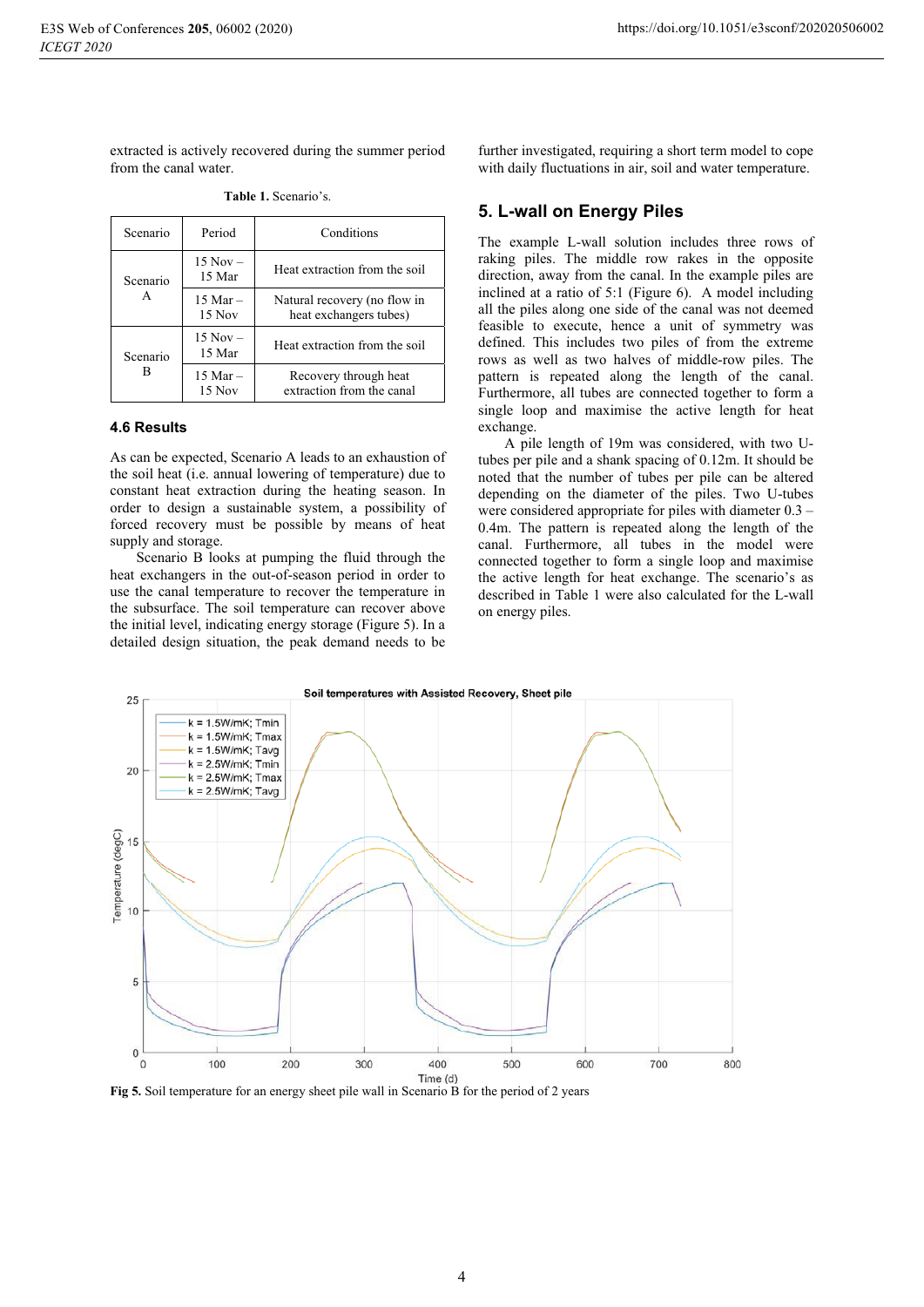extracted is actively recovered during the summer period from the canal water.

**Table 1.** Scenario's.

| Scenario | Period | Conditions |
|---|---|---|
| Scenario A | 15 Nov – 15 Mar | Heat extraction from the soil |
| | 15 Mar – 15 Nov | Natural recovery (no flow in heat exchangers tubes) |
| Scenario B | 15 Nov – 15 Mar | Heat extraction from the soil |
| | 15 Mar – 15 Nov | Recovery through heat extraction from the canal |

### 4.6 Results

As can be expected, Scenario A leads to an exhaustion of the soil heat (i.e. annual lowering of temperature) due to constant heat extraction during the heating season. In order to design a sustainable system, a possibility of forced recovery must be possible by means of heat supply and storage.

Scenario B looks at pumping the fluid through the heat exchangers in the out-of-season period in order to use the canal temperature to recover the temperature in the subsurface. The soil temperature can recover above the initial level, indicating energy storage (Figure 5). In a detailed design situation, the peak demand needs to be further investigated, requiring a short term model to cope with daily fluctuations in air, soil and water temperature.

## 5. L-wall on Energy Piles

The example L-wall solution includes three rows of raking piles. The middle row rakes in the opposite direction, away from the canal. In the example piles are inclined at a ratio of 5:1 (Figure 6). A model including all the piles along one side of the canal was not deemed feasible to execute, hence a unit of symmetry was defined. This includes two piles of from the extreme rows as well as two halves of middle-row piles. The pattern is repeated along the length of the canal. Furthermore, all tubes are connected together to form a single loop and maximise the active length for heat exchange.

A pile length of 19m was considered, with two U-tubes per pile and a shank spacing of 0.12m. It should be noted that the number of tubes per pile can be altered depending on the diameter of the piles. Two U-tubes were considered appropriate for piles with diameter 0.3 – 0.4m. The pattern is repeated along the length of the canal. Furthermore, all tubes in the model were connected together to form a single loop and maximise the active length for heat exchange. The scenario's as described in Table 1 were also calculated for the L-wall on energy piles.

**Fig 5.** Soil temperature for an energy sheet pile wall in Scenario B for the period of 2 years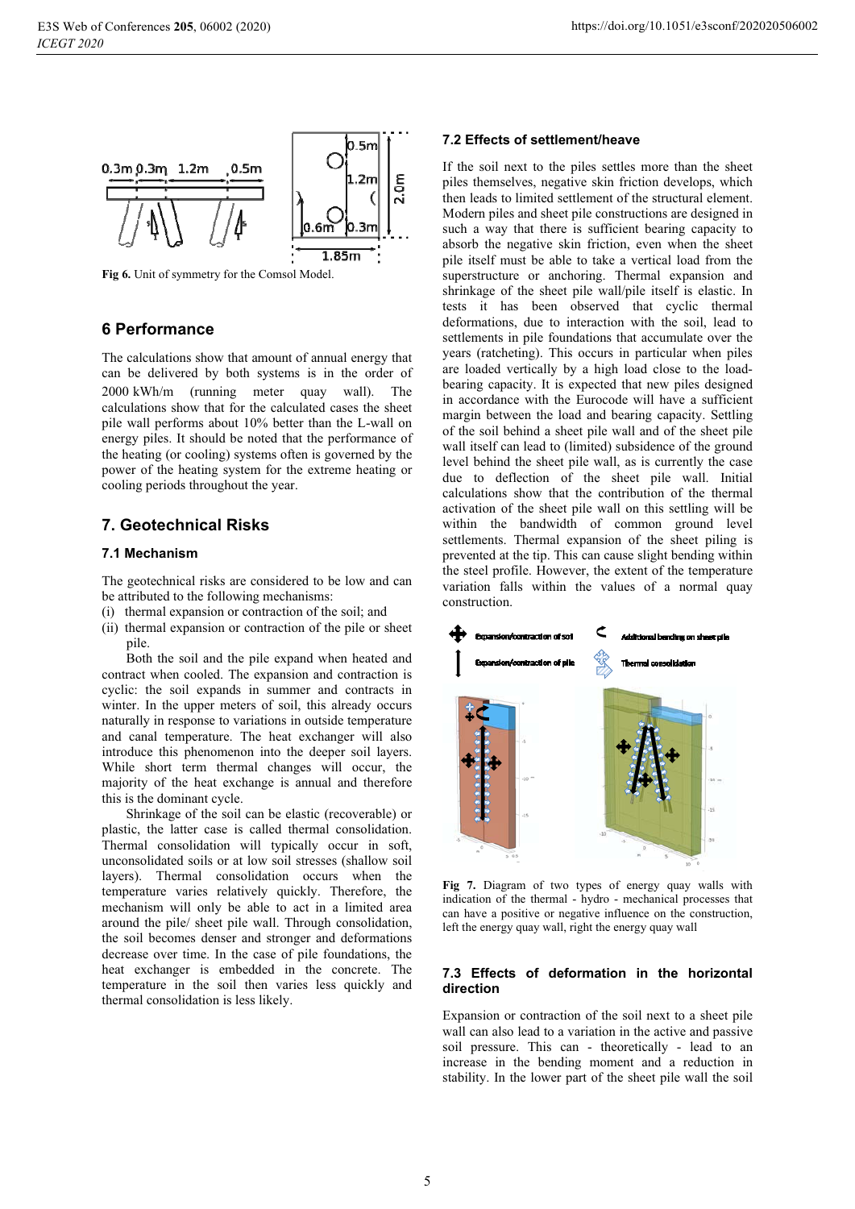Fig 6. Unit of symmetry for the Comsol Model.

## 6 Performance

The calculations show that amount of annual energy that can be delivered by both systems is in the order of 2000 kWh/m (running meter quay wall). The calculations show that for the calculated cases the sheet pile wall performs about 10% better than the L-wall on energy piles. It should be noted that the performance of the heating (or cooling) systems often is governed by the power of the heating system for the extreme heating or cooling periods throughout the year.

## 7. Geotechnical Risks

### 7.1 Mechanism

The geotechnical risks are considered to be low and can be attributed to the following mechanisms:

(i) thermal expansion or contraction of the soil; and
(ii) thermal expansion or contraction of the pile or sheet pile.

Both the soil and the pile expand when heated and contract when cooled. The expansion and contraction is cyclic: the soil expands in summer and contracts in winter. In the upper meters of soil, this already occurs naturally in response to variations in outside temperature and canal temperature. The heat exchanger will also introduce this phenomenon into the deeper soil layers. While short term thermal changes will occur, the majority of the heat exchange is annual and therefore this is the dominant cycle.

Shrinkage of the soil can be elastic (recoverable) or plastic, the latter case is called thermal consolidation. Thermal consolidation will typically occur in soft, unconsolidated soils or at low soil stresses (shallow soil layers). Thermal consolidation occurs when the temperature varies relatively quickly. Therefore, the mechanism will only be able to act in a limited area around the pile/ sheet pile wall. Through consolidation, the soil becomes denser and stronger and deformations decrease over time. In the case of pile foundations, the heat exchanger is embedded in the concrete. The temperature in the soil then varies less quickly and thermal consolidation is less likely.

### 7.2 Effects of settlement/heave

If the soil next to the piles settles more than the sheet piles themselves, negative skin friction develops, which then leads to limited settlement of the structural element. Modern piles and sheet pile constructions are designed in such a way that there is sufficient bearing capacity to absorb the negative skin friction, even when the sheet pile itself must be able to take a vertical load from the superstructure or anchoring. Thermal expansion and shrinkage of the sheet pile wall/pile itself is elastic. In tests it has been observed that cyclic thermal deformations, due to interaction with the soil, lead to settlements in pile foundations that accumulate over the years (ratcheting). This occurs in particular when piles are loaded vertically by a high load close to the load-bearing capacity. It is expected that new piles designed in accordance with the Eurocode will have a sufficient margin between the load and bearing capacity. Settling of the soil behind a sheet pile wall and of the sheet pile wall itself can lead to (limited) subsidence of the ground level behind the sheet pile wall, as is currently the case due to deflection of the sheet pile wall. Initial calculations show that the contribution of the thermal activation of the sheet pile wall on this settling will be within the bandwidth of common ground level settlements. Thermal expansion of the sheet piling is prevented at the tip. This can cause slight bending within the steel profile. However, the extent of the temperature variation falls within the values of a normal quay construction.

Fig 7. Diagram of two types of energy quay walls with indication of the thermal - hydro - mechanical processes that can have a positive or negative influence on the construction, left the energy quay wall, right the energy quay wall

### 7.3 Effects of deformation in the horizontal direction

Expansion or contraction of the soil next to a sheet pile wall can also lead to a variation in the active and passive soil pressure. This can - theoretically - lead to an increase in the bending moment and a reduction in stability. In the lower part of the sheet pile wall the soil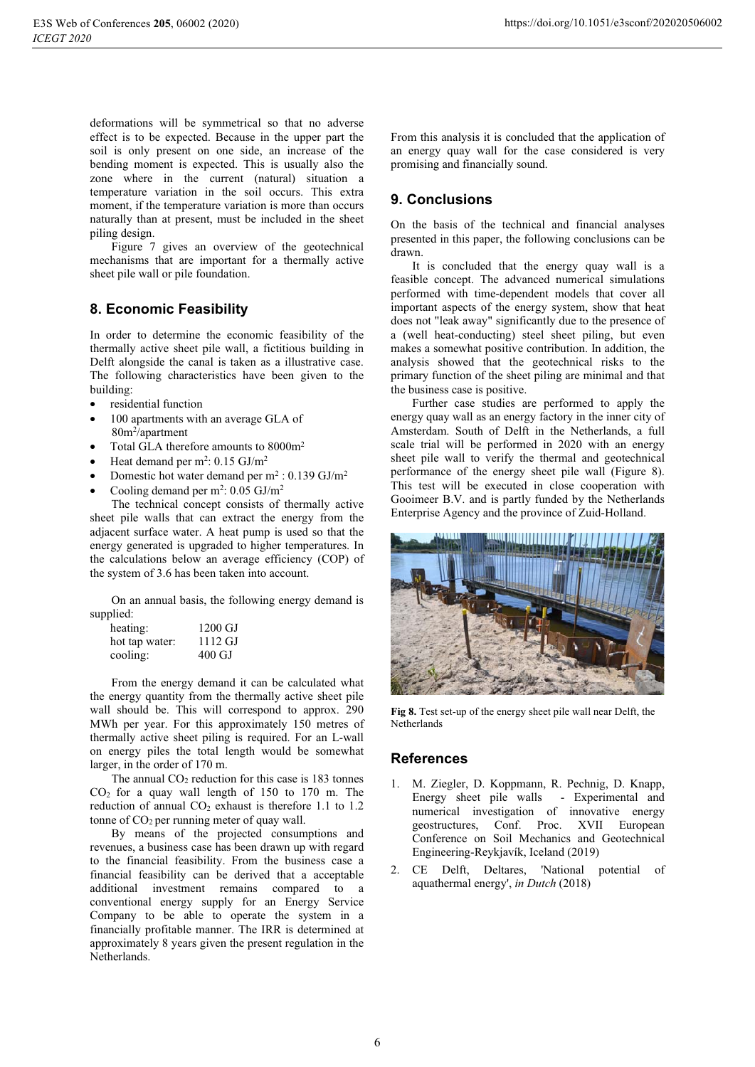deformations will be symmetrical so that no adverse effect is to be expected. Because in the upper part the soil is only present on one side, an increase of the bending moment is expected. This is usually also the zone where in the current (natural) situation a temperature variation in the soil occurs. This extra moment, if the temperature variation is more than occurs naturally than at present, must be included in the sheet piling design.

Figure 7 gives an overview of the geotechnical mechanisms that are important for a thermally active sheet pile wall or pile foundation.

## 8. Economic Feasibility

In order to determine the economic feasibility of the thermally active sheet pile wall, a fictitious building in Delft alongside the canal is taken as a illustrative case. The following characteristics have been given to the building:

- residential function
- 100 apartments with an average GLA of 80m$^2$/apartment
- Total GLA therefore amounts to 8000m$^2$
- Heat demand per m$^2$: 0.15 GJ/m$^2$
- Domestic hot water demand per m$^2$ : 0.139 GJ/m$^2$
- Cooling demand per m$^2$: 0.05 GJ/m$^2$

The technical concept consists of thermally active sheet pile walls that can extract the energy from the adjacent surface water. A heat pump is used so that the energy generated is upgraded to higher temperatures. In the calculations below an average efficiency (COP) of the system of 3.6 has been taken into account.

On an annual basis, the following energy demand is supplied:

| | |
|---|---|
| heating: | 1200 GJ |
| hot tap water: | 1112 GJ |
| cooling: | 400 GJ |

From the energy demand it can be calculated what the energy quantity from the thermally active sheet pile wall should be. This will correspond to approx. 290 MWh per year. For this approximately 150 metres of thermally active sheet piling is required. For an L-wall on energy piles the total length would be somewhat larger, in the order of 170 m.

The annual $CO_2$ reduction for this case is 183 tonnes $CO_2$ for a quay wall length of 150 to 170 m. The reduction of annual $CO_2$ exhaust is therefore 1.1 to 1.2 tonne of $CO_2$ per running meter of quay wall.

By means of the projected consumptions and revenues, a business case has been drawn up with regard to the financial feasibility. From the business case a financial feasibility can be derived that a acceptable additional investment remains compared to a conventional energy supply for an Energy Service Company to be able to operate the system in a financially profitable manner. The IRR is determined at approximately 8 years given the present regulation in the Netherlands.

From this analysis it is concluded that the application of an energy quay wall for the case considered is very promising and financially sound.

## 9. Conclusions

On the basis of the technical and financial analyses presented in this paper, the following conclusions can be drawn.

It is concluded that the energy quay wall is a feasible concept. The advanced numerical simulations performed with time-dependent models that cover all important aspects of the energy system, show that heat does not "leak away" significantly due to the presence of a (well heat-conducting) steel sheet piling, but even makes a somewhat positive contribution. In addition, the analysis showed that the geotechnical risks to the primary function of the sheet piling are minimal and that the business case is positive.

Further case studies are performed to apply the energy quay wall as an energy factory in the inner city of Amsterdam. South of Delft in the Netherlands, a full scale trial will be performed in 2020 with an energy sheet pile wall to verify the thermal and geotechnical performance of the energy sheet pile wall (Figure 8). This test will be executed in close cooperation with Gooimeer B.V. and is partly funded by the Netherlands Enterprise Agency and the province of Zuid-Holland.

**Fig 8.** Test set-up of the energy sheet pile wall near Delft, the Netherlands

## References

1. M. Ziegler, D. Koppmann, R. Pechnig, D. Knapp, Energy sheet pile walls - Experimental and numerical investigation of innovative energy geostructures, Conf. Proc. XVII European Conference on Soil Mechanics and Geotechnical Engineering-Reykjavík, Iceland (2019)
2. CE Delft, Deltares, 'National potential of aquathermal energy', *in Dutch* (2018)